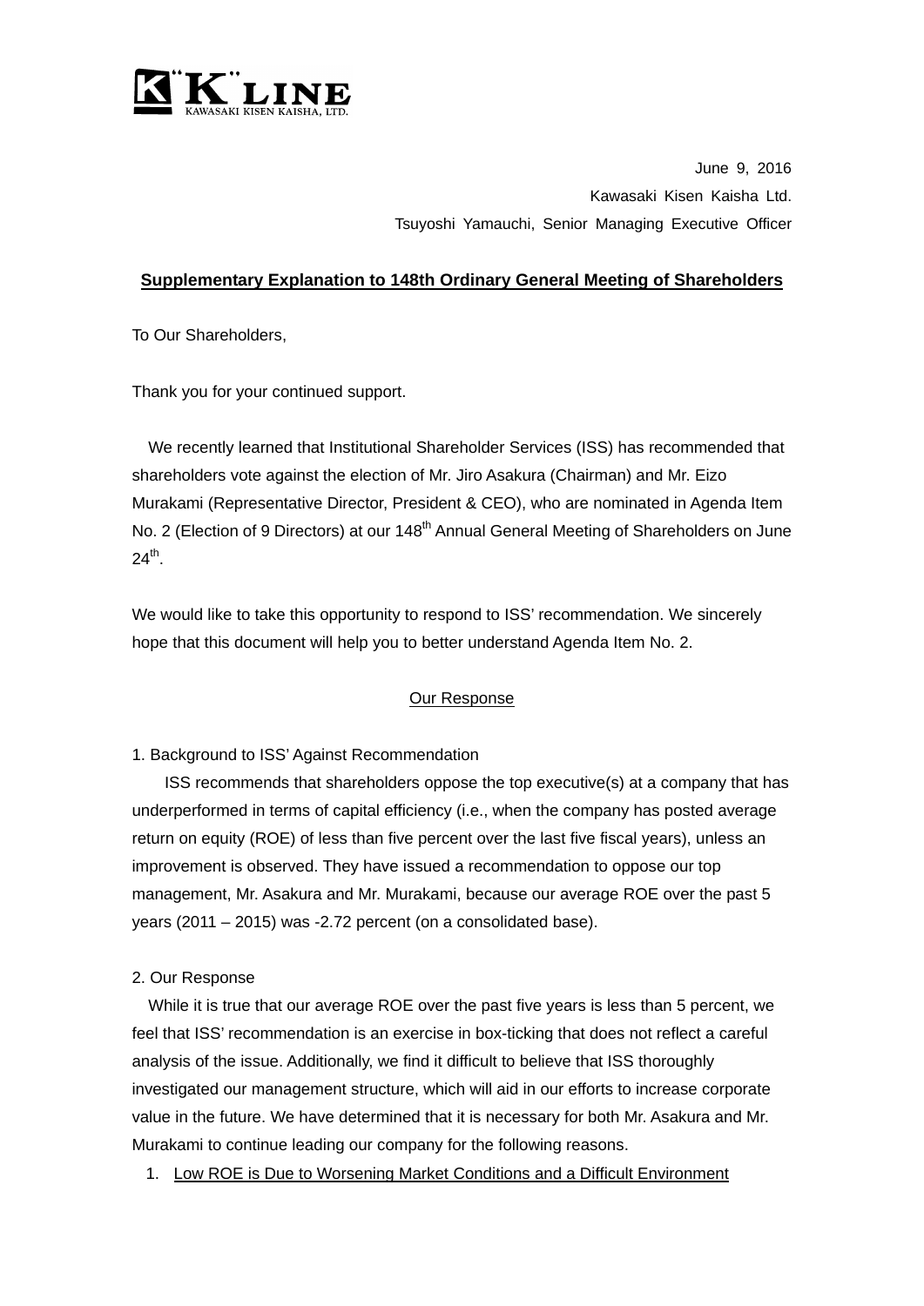"K" LINE
KAWASAKI KISEN KAISHA, LTD.

June 9, 2016
Kawasaki Kisen Kaisha Ltd.
Tsuyoshi Yamauchi, Senior Managing Executive Officer

**Supplementary Explanation to 148th Ordinary General Meeting of Shareholders**

To Our Shareholders,

Thank you for your continued support.

We recently learned that Institutional Shareholder Services (ISS) has recommended that shareholders vote against the election of Mr. Jiro Asakura (Chairman) and Mr. Eizo Murakami (Representative Director, President & CEO), who are nominated in Agenda Item No. 2 (Election of 9 Directors) at our 148th Annual General Meeting of Shareholders on June 24th.

We would like to take this opportunity to respond to ISS' recommendation. We sincerely hope that this document will help you to better understand Agenda Item No. 2.

Our Response

1. Background to ISS' Against Recommendation

ISS recommends that shareholders oppose the top executive(s) at a company that has underperformed in terms of capital efficiency (i.e., when the company has posted average return on equity (ROE) of less than five percent over the last five fiscal years), unless an improvement is observed. They have issued a recommendation to oppose our top management, Mr. Asakura and Mr. Murakami, because our average ROE over the past 5 years (2011 – 2015) was -2.72 percent (on a consolidated base).

2. Our Response

While it is true that our average ROE over the past five years is less than 5 percent, we feel that ISS' recommendation is an exercise in box-ticking that does not reflect a careful analysis of the issue. Additionally, we find it difficult to believe that ISS thoroughly investigated our management structure, which will aid in our efforts to increase corporate value in the future. We have determined that it is necessary for both Mr. Asakura and Mr. Murakami to continue leading our company for the following reasons.

1. Low ROE is Due to Worsening Market Conditions and a Difficult Environment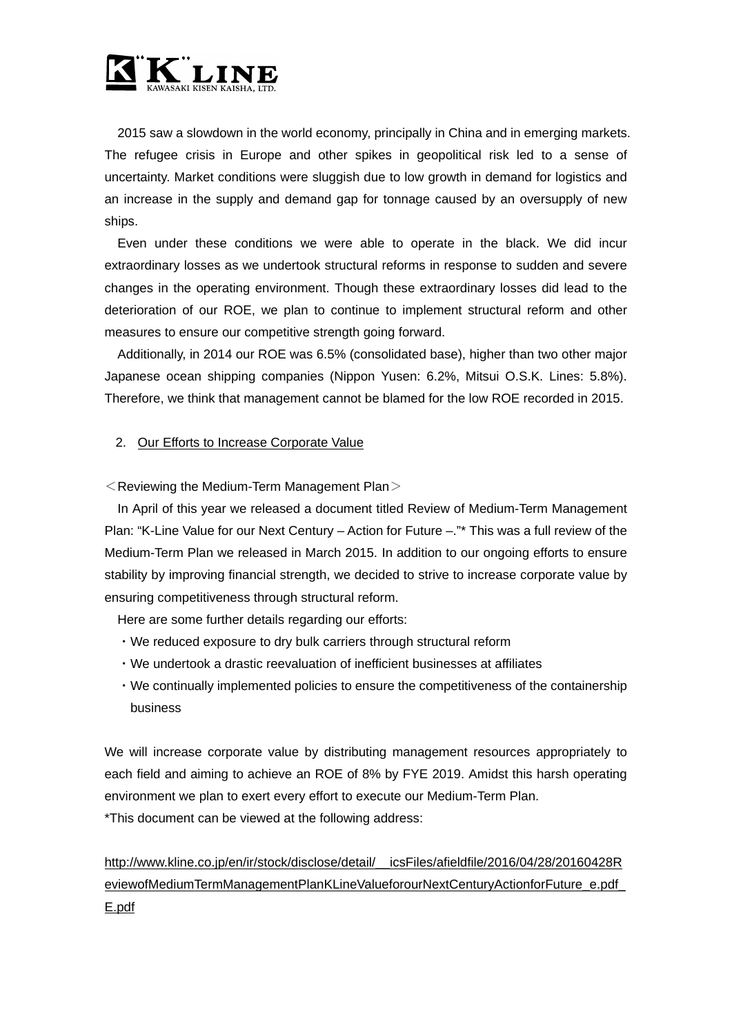2015 saw a slowdown in the world economy, principally in China and in emerging markets. The refugee crisis in Europe and other spikes in geopolitical risk led to a sense of uncertainty. Market conditions were sluggish due to low growth in demand for logistics and an increase in the supply and demand gap for tonnage caused by an oversupply of new ships.

Even under these conditions we were able to operate in the black. We did incur extraordinary losses as we undertook structural reforms in response to sudden and severe changes in the operating environment. Though these extraordinary losses did lead to the deterioration of our ROE, we plan to continue to implement structural reform and other measures to ensure our competitive strength going forward.

Additionally, in 2014 our ROE was 6.5% (consolidated base), higher than two other major Japanese ocean shipping companies (Nippon Yusen: 6.2%, Mitsui O.S.K. Lines: 5.8%). Therefore, we think that management cannot be blamed for the low ROE recorded in 2015.

2. Our Efforts to Increase Corporate Value

＜Reviewing the Medium-Term Management Plan＞

In April of this year we released a document titled Review of Medium-Term Management Plan: “K-Line Value for our Next Century – Action for Future –.”* This was a full review of the Medium-Term Plan we released in March 2015. In addition to our ongoing efforts to ensure stability by improving financial strength, we decided to strive to increase corporate value by ensuring competitiveness through structural reform.

Here are some further details regarding our efforts:

・We reduced exposure to dry bulk carriers through structural reform
・We undertook a drastic reevaluation of inefficient businesses at affiliates
・We continually implemented policies to ensure the competitiveness of the containership business

We will increase corporate value by distributing management resources appropriately to each field and aiming to achieve an ROE of 8% by FYE 2019. Amidst this harsh operating environment we plan to exert every effort to execute our Medium-Term Plan.

*This document can be viewed at the following address:

http://www.kline.co.jp/en/ir/stock/disclose/detail/__icsFiles/afieldfile/2016/04/28/20160428ReviewofMediumTermManagementPlanKLineValueforourNextCenturyActionforFuture_e.pdf_E.pdf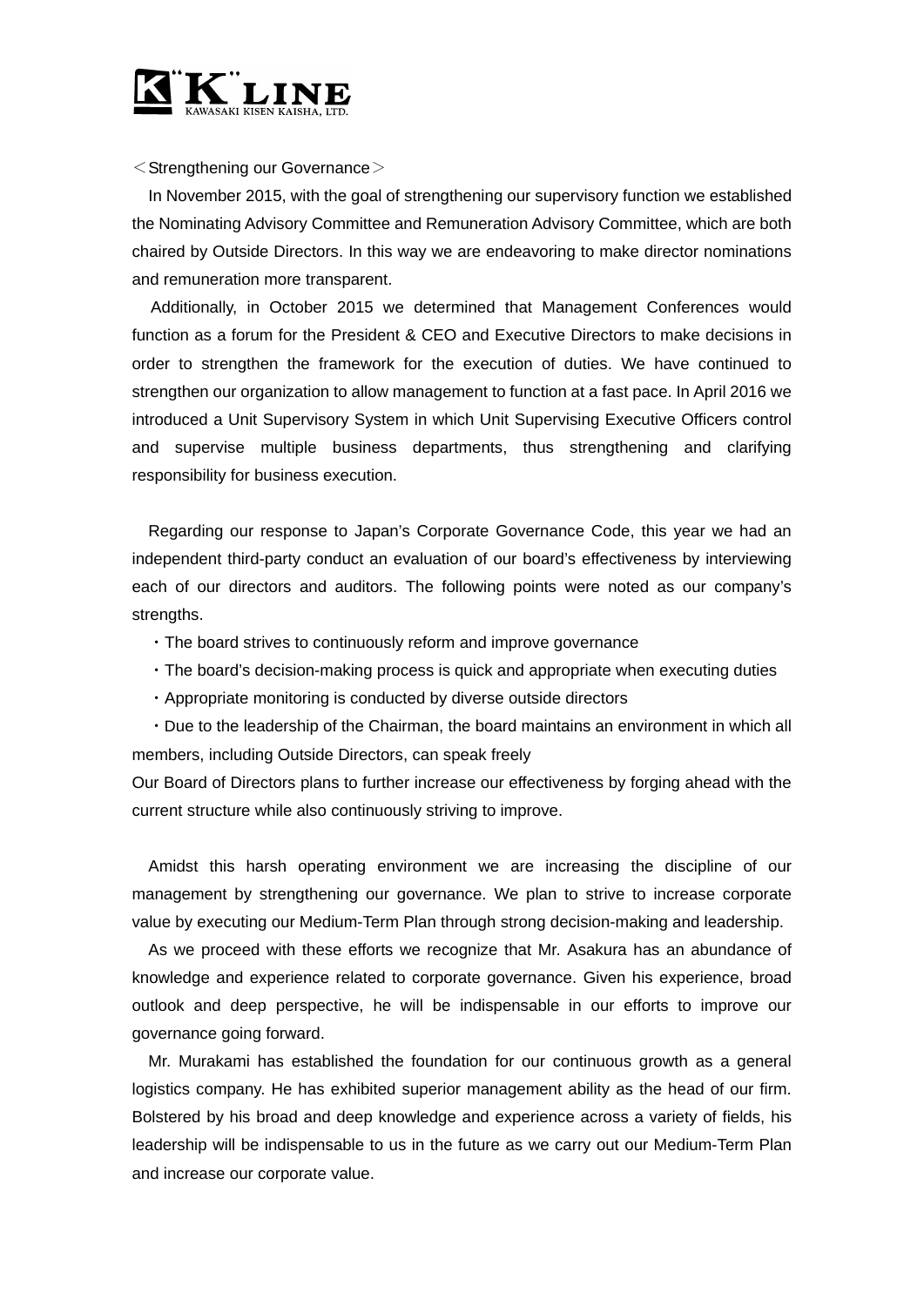＜Strengthening our Governance＞

In November 2015, with the goal of strengthening our supervisory function we established the Nominating Advisory Committee and Remuneration Advisory Committee, which are both chaired by Outside Directors. In this way we are endeavoring to make director nominations and remuneration more transparent.

Additionally, in October 2015 we determined that Management Conferences would function as a forum for the President & CEO and Executive Directors to make decisions in order to strengthen the framework for the execution of duties. We have continued to strengthen our organization to allow management to function at a fast pace. In April 2016 we introduced a Unit Supervisory System in which Unit Supervising Executive Officers control and supervise multiple business departments, thus strengthening and clarifying responsibility for business execution.

Regarding our response to Japan's Corporate Governance Code, this year we had an independent third-party conduct an evaluation of our board's effectiveness by interviewing each of our directors and auditors. The following points were noted as our company's strengths.

・The board strives to continuously reform and improve governance

・The board's decision-making process is quick and appropriate when executing duties

・Appropriate monitoring is conducted by diverse outside directors

・Due to the leadership of the Chairman, the board maintains an environment in which all members, including Outside Directors, can speak freely

Our Board of Directors plans to further increase our effectiveness by forging ahead with the current structure while also continuously striving to improve.

Amidst this harsh operating environment we are increasing the discipline of our management by strengthening our governance. We plan to strive to increase corporate value by executing our Medium-Term Plan through strong decision-making and leadership.

As we proceed with these efforts we recognize that Mr. Asakura has an abundance of knowledge and experience related to corporate governance. Given his experience, broad outlook and deep perspective, he will be indispensable in our efforts to improve our governance going forward.

Mr. Murakami has established the foundation for our continuous growth as a general logistics company. He has exhibited superior management ability as the head of our firm. Bolstered by his broad and deep knowledge and experience across a variety of fields, his leadership will be indispensable to us in the future as we carry out our Medium-Term Plan and increase our corporate value.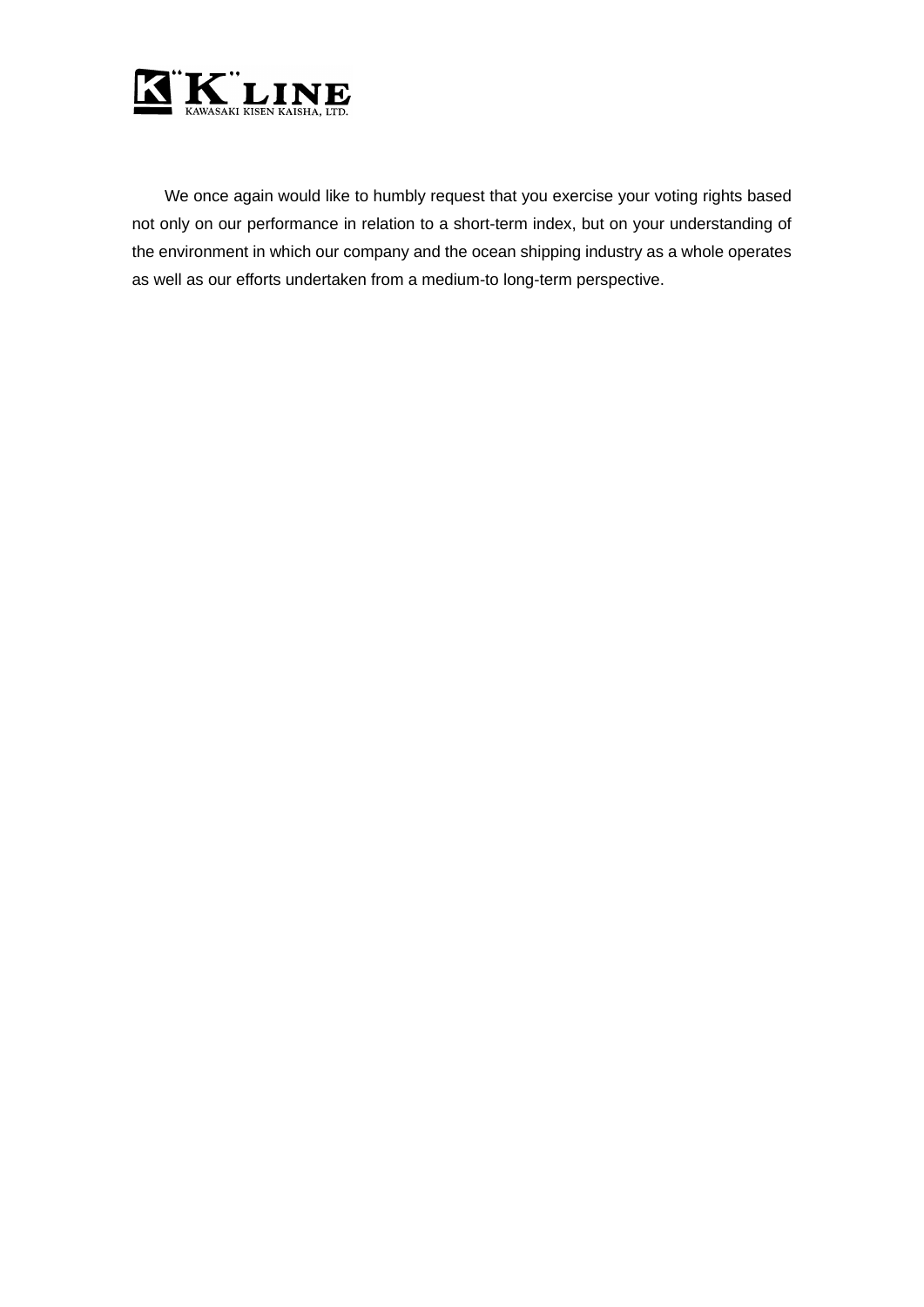We once again would like to humbly request that you exercise your voting rights based not only on our performance in relation to a short-term index, but on your understanding of the environment in which our company and the ocean shipping industry as a whole operates as well as our efforts undertaken from a medium-to long-term perspective.